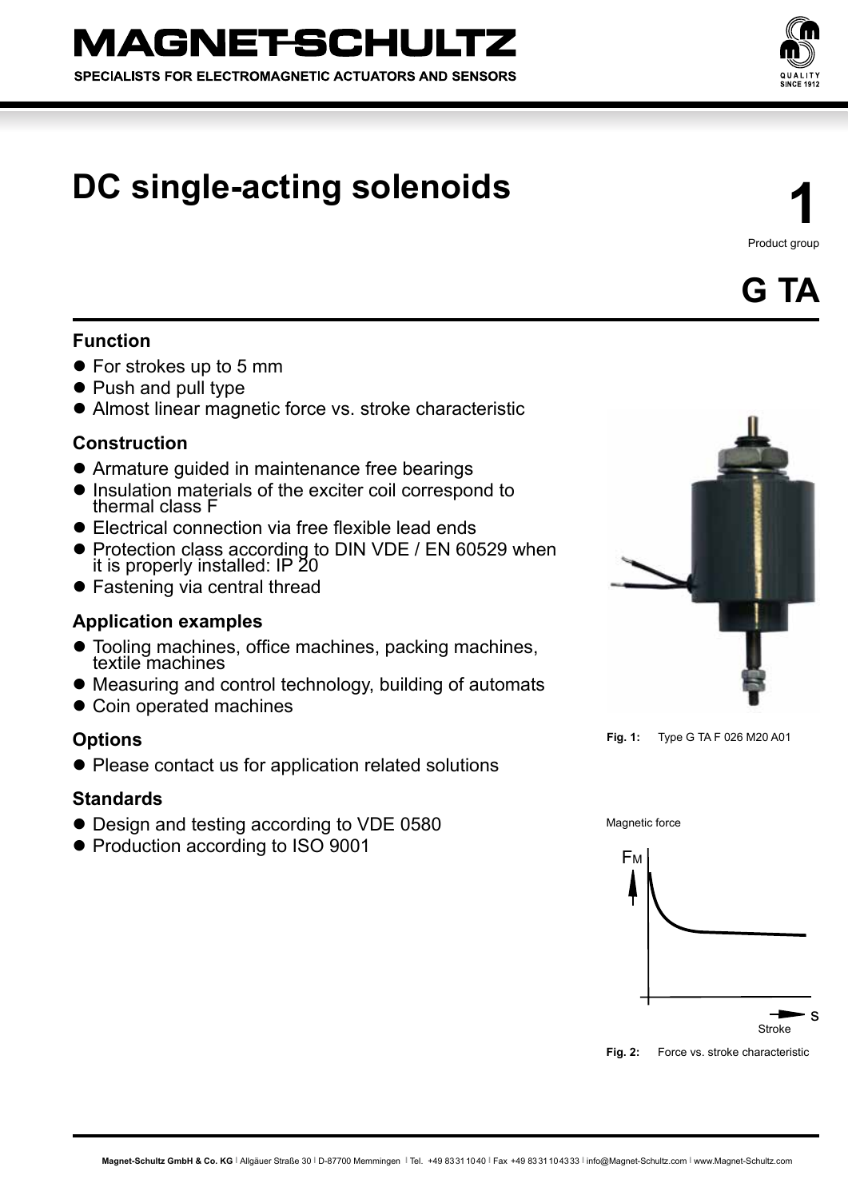# DC single-acting solenoids

**1**
Product group

**G TA**

## Function

- For strokes up to 5 mm
- Push and pull type
- Almost linear magnetic force vs. stroke characteristic

## Construction

- Armature guided in maintenance free bearings
- Insulation materials of the exciter coil correspond to thermal class F
- Electrical connection via free flexible lead ends
- Protection class according to DIN VDE / EN 60529 when it is properly installed: IP 20
- Fastening via central thread

## Application examples

- Tooling machines, office machines, packing machines, textile machines
- Measuring and control technology, building of automats
- Coin operated machines

## Options

- Please contact us for application related solutions

## Standards

- Design and testing according to VDE 0580
- Production according to ISO 9001

**Fig. 1:** Type G TA F 026 M20 A01

Magnetic force

$F_M$

Stroke s

**Fig. 2:** Force vs. stroke characteristic

**Magnet-Schultz GmbH & Co. KG** | Allgäuer Straße 30 | D-87700 Memmingen | Tel. +49 8331 1040 | Fax +49 8331 104333 | info@Magnet-Schultz.com | www.Magnet-Schultz.com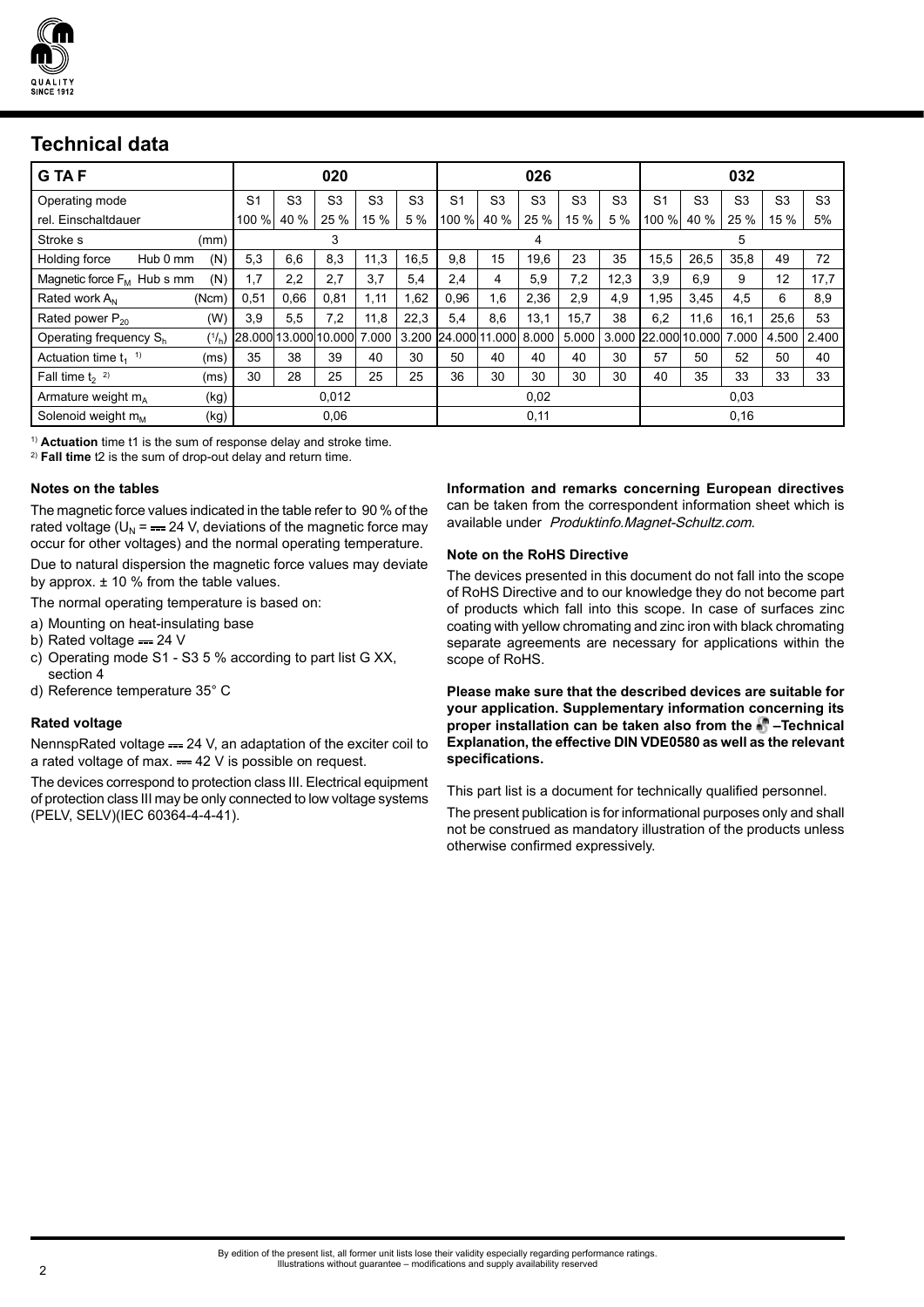## Technical data

| G TA F | | 020 | | | | | 026 | | | | | 032 | | | | |
|---|---|---|---|---|---|---|---|---|---|---|---|---|---|---|---|---|
| Operating mode | | S1 | S3 | S3 | S3 | S3 | S1 | S3 | S3 | S3 | S3 | S1 | S3 | S3 | S3 | S3 |
| rel. Einschaltdauer | | 100 % | 40 % | 25 % | 15 % | 5 % | 100 % | 40 % | 25 % | 15 % | 5 % | 100 % | 40 % | 25 % | 15 % | 5% |
| Stroke s | (mm) | 3 | | | | | 4 | | | | | 5 | | | | |
| Holding force Hub 0 mm | (N) | 5,3 | 6,6 | 8,3 | 11,3 | 16,5 | 9,8 | 15 | 19,6 | 23 | 35 | 15,5 | 26,5 | 35,8 | 49 | 72 |
| Magnetic force $F_M$ Hub s mm | (N) | 1,7 | 2,2 | 2,7 | 3,7 | 5,4 | 2,4 | 4 | 5,9 | 7,2 | 12,3 | 3,9 | 6,9 | 9 | 12 | 17,7 |
| Rated work $A_N$ | (Ncm) | 0,51 | 0,66 | 0,81 | 1,11 | 1,62 | 0,96 | 1,6 | 2,36 | 2,9 | 4,9 | 1,95 | 3,45 | 4,5 | 6 | 8,9 |
| Rated power $P_{20}$ | (W) | 3,9 | 5,5 | 7,2 | 11,8 | 22,3 | 5,4 | 8,6 | 13,1 | 15,7 | 38 | 6,2 | 11,6 | 16,1 | 25,6 | 53 |
| Operating frequency $S_h$ | ($^1/_h$) | 28.000 | 13.000 | 10.000 | 7.000 | 3.200 | 24.000 | 11.000 | 8.000 | 5.000 | 3.000 | 22.000 | 10.000 | 7.000 | 4.500 | 2.400 |
| Actuation time $t_1$ [1] | (ms) | 35 | 38 | 39 | 40 | 30 | 50 | 40 | 40 | 40 | 30 | 57 | 50 | 52 | 50 | 40 |
| Fall time $t_2$ [2] | (ms) | 30 | 28 | 25 | 25 | 25 | 36 | 30 | 30 | 30 | 30 | 40 | 35 | 33 | 33 | 33 |
| Armature weight $m_A$ | (kg) | 0,012 | | | | | 0,02 | | | | | 0,03 | | | | |
| Solenoid weight $m_M$ | (kg) | 0,06 | | | | | 0,11 | | | | | 0,16 | | | | |

[1] **Actuation** time t1 is the sum of response delay and stroke time.
[2] **Fall time** t2 is the sum of drop-out delay and return time.

### Notes on the tables

The magnetic force values indicated in the table refer to 90 % of the rated voltage ($U_N$ = ⎓ 24 V, deviations of the magnetic force may occur for other voltages) and the normal operating temperature.

Due to natural dispersion the magnetic force values may deviate by approx. ± 10 % from the table values.

The normal operating temperature is based on:

a) Mounting on heat-insulating base
b) Rated voltage ⎓ 24 V
c) Operating mode S1 - S3 5 % according to part list G XX, section 4
d) Reference temperature 35° C

### Rated voltage

NennspRated voltage ⎓ 24 V, an adaptation of the exciter coil to a rated voltage of max. ⎓ 42 V is possible on request.

The devices correspond to protection class III. Electrical equipment of protection class III may be only connected to low voltage systems (PELV, SELV)(IEC 60364-4-4-41).

**Information and remarks concerning European directives** can be taken from the correspondent information sheet which is available under *Produktinfo.Magnet-Schultz.com*.

### Note on the RoHS Directive

The devices presented in this document do not fall into the scope of RoHS Directive and to our knowledge they do not become part of products which fall into this scope. In case of surfaces zinc coating with yellow chromating and zinc iron with black chromating separate agreements are necessary for applications within the scope of RoHS.

**Please make sure that the described devices are suitable for your application. Supplementary information concerning its proper installation can be taken also from the –Technical Explanation, the effective DIN VDE0580 as well as the relevant specifications.**

This part list is a document for technically qualified personnel.

The present publication is for informational purposes only and shall not be construed as mandatory illustration of the products unless otherwise confirmed expressively.

By edition of the present list, all former unit lists lose their validity especially regarding performance ratings.
Illustrations without guarantee – modifications and supply availability reserved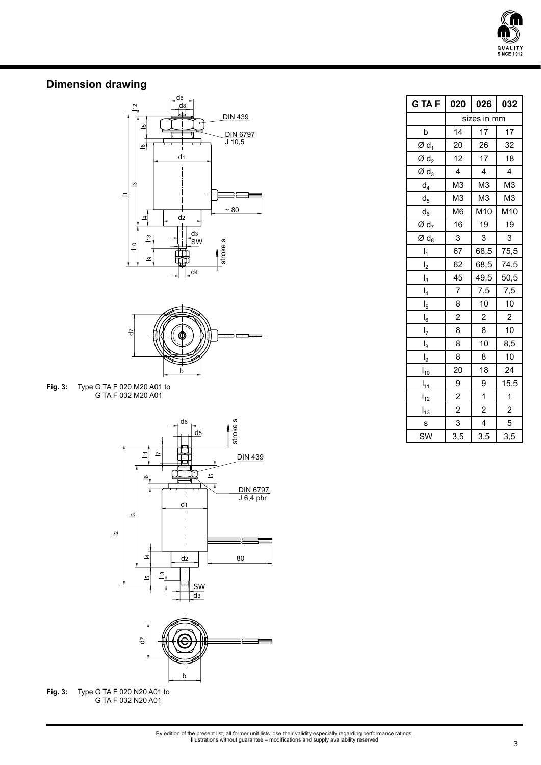## Dimension drawing

**Fig. 3:** Type G TA F 020 M20 A01 to G TA F 032 M20 A01

**Fig. 3:** Type G TA F 020 N20 A01 to G TA F 032 N20 A01

| G TA F | 020 | 026 | 032 |
|---|---|---|---|
| | sizes in mm | | |
| b | 14 | 17 | 17 |
| Ø $d_1$ | 20 | 26 | 32 |
| Ø $d_2$ | 12 | 17 | 18 |
| Ø $d_3$ | 4 | 4 | 4 |
| $d_4$ | M3 | M3 | M3 |
| $d_5$ | M3 | M3 | M3 |
| $d_6$ | M6 | M10 | M10 |
| Ø $d_7$ | 16 | 19 | 19 |
| Ø $d_8$ | 3 | 3 | 3 |
| $l_1$ | 67 | 68,5 | 75,5 |
| $l_2$ | 62 | 68,5 | 74,5 |
| $l_3$ | 45 | 49,5 | 50,5 |
| $l_4$ | 7 | 7,5 | 7,5 |
| $l_5$ | 8 | 10 | 10 |
| $l_6$ | 2 | 2 | 2 |
| $l_7$ | 8 | 8 | 10 |
| $l_8$ | 8 | 10 | 8,5 |
| $l_9$ | 8 | 8 | 10 |
| $l_{10}$ | 20 | 18 | 24 |
| $l_{11}$ | 9 | 9 | 15,5 |
| $l_{12}$ | 2 | 1 | 1 |
| $l_{13}$ | 2 | 2 | 2 |
| s | 3 | 4 | 5 |
| SW | 3,5 | 3,5 | 3,5 |

By edition of the present list, all former unit lists lose their validity especially regarding performance ratings.
Illustrations without guarantee – modifications and supply availability reserved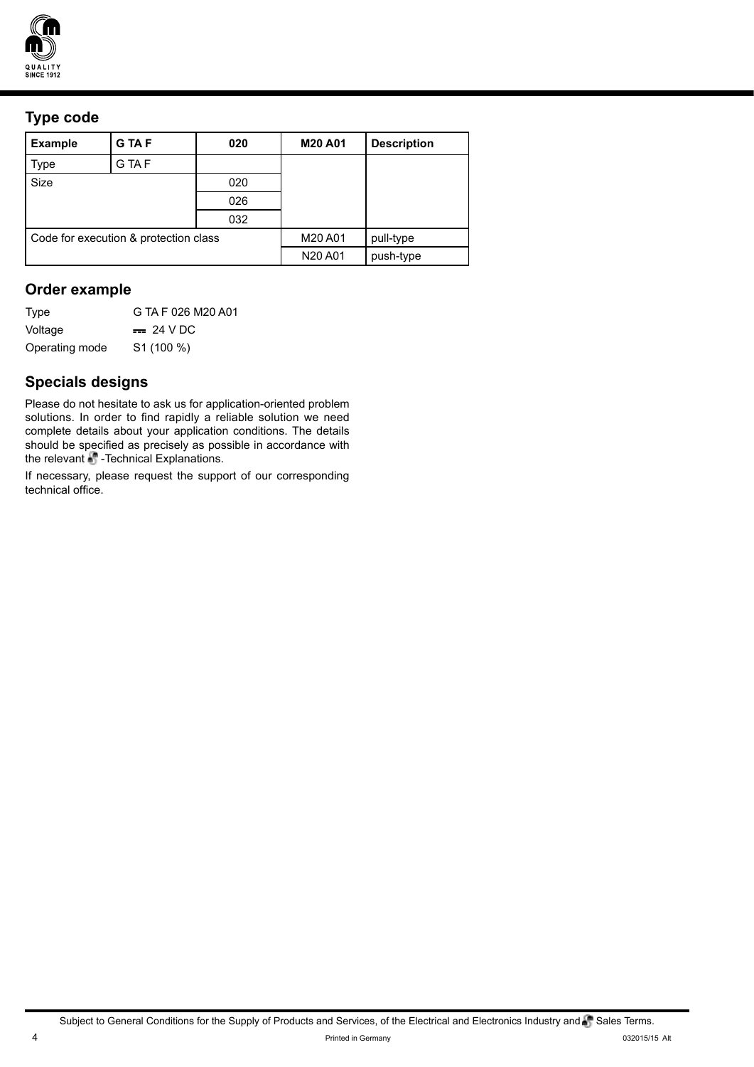## Type code

| Example | G TA F | 020 | M20 A01 | Description |
|---|---|---|---|---|
| Type | G TA F | | | |
| Size | | 020 | | |
| | | 026 | | |
| | | 032 | | |
| Code for execution & protection class | | | M20 A01 | pull-type |
| | | | N20 A01 | push-type |

## Order example

| | |
|---|---|
| Type | G TA F 026 M20 A01 |
| Voltage | ⎓ 24 V DC |
| Operating mode | S1 (100 %) |

## Specials designs

Please do not hesitate to ask us for application-oriented problem solutions. In order to find rapidly a reliable solution we need complete details about your application conditions. The details should be specified as precisely as possible in accordance with the relevant -Technical Explanations.

If necessary, please request the support of our corresponding technical office.

Subject to General Conditions for the Supply of Products and Services, of the Electrical and Electronics Industry and Sales Terms.

Printed in Germany

032015/15 Alt